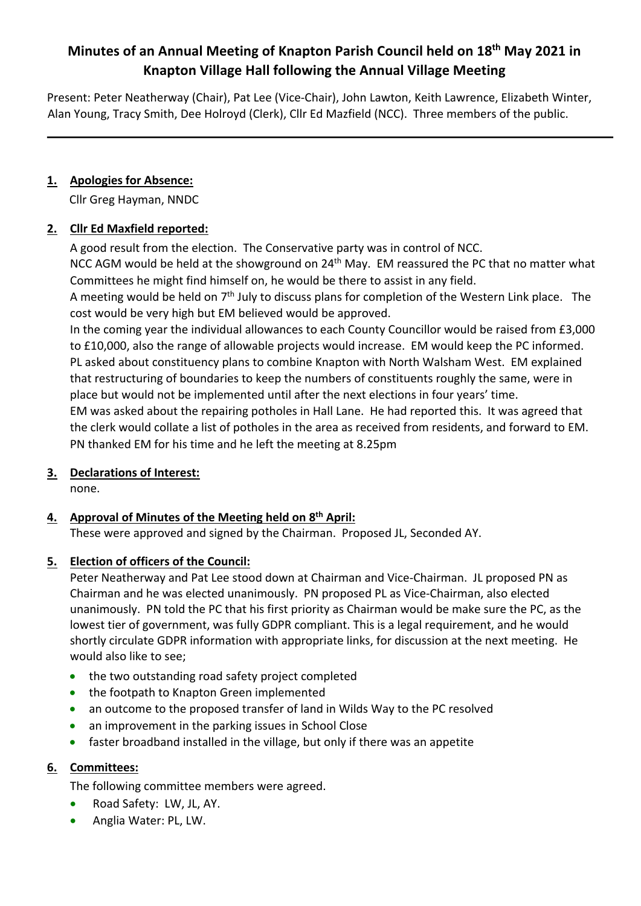# Minutes of an Annual Meeting of Knapton Parish Council held on 18th May 2021 in Knapton Village Hall following the Annual Village Meeting

Present: Peter Neatherway (Chair), Pat Lee (Vice-Chair), John Lawton, Keith Lawrence, Elizabeth Winter, Alan Young, Tracy Smith, Dee Holroyd (Clerk), Cllr Ed Mazfield (NCC). Three members of the public.

---

1. **Apologies for Absence:**

   Cllr Greg Hayman, NNDC

2. **Cllr Ed Maxfield reported:**

   A good result from the election. The Conservative party was in control of NCC.
   NCC AGM would be held at the showground on 24th May. EM reassured the PC that no matter what Committees he might find himself on, he would be there to assist in any field.
   A meeting would be held on 7th July to discuss plans for completion of the Western Link place. The cost would be very high but EM believed would be approved.
   In the coming year the individual allowances to each County Councillor would be raised from £3,000 to £10,000, also the range of allowable projects would increase. EM would keep the PC informed.
   PL asked about constituency plans to combine Knapton with North Walsham West. EM explained that restructuring of boundaries to keep the numbers of constituents roughly the same, were in place but would not be implemented until after the next elections in four years' time.
   EM was asked about the repairing potholes in Hall Lane. He had reported this. It was agreed that the clerk would collate a list of potholes in the area as received from residents, and forward to EM.
   PN thanked EM for his time and he left the meeting at 8.25pm

3. **Declarations of Interest:**

   none.

4. **Approval of Minutes of the Meeting held on 8th April:**

   These were approved and signed by the Chairman. Proposed JL, Seconded AY.

5. **Election of officers of the Council:**

   Peter Neatherway and Pat Lee stood down at Chairman and Vice-Chairman. JL proposed PN as Chairman and he was elected unanimously. PN proposed PL as Vice-Chairman, also elected unanimously. PN told the PC that his first priority as Chairman would be make sure the PC, as the lowest tier of government, was fully GDPR compliant. This is a legal requirement, and he would shortly circulate GDPR information with appropriate links, for discussion at the next meeting. He would also like to see;

   - the two outstanding road safety project completed
   - the footpath to Knapton Green implemented
   - an outcome to the proposed transfer of land in Wilds Way to the PC resolved
   - an improvement in the parking issues in School Close
   - faster broadband installed in the village, but only if there was an appetite

6. **Committees:**

   The following committee members were agreed.

   - Road Safety: LW, JL, AY.
   - Anglia Water: PL, LW.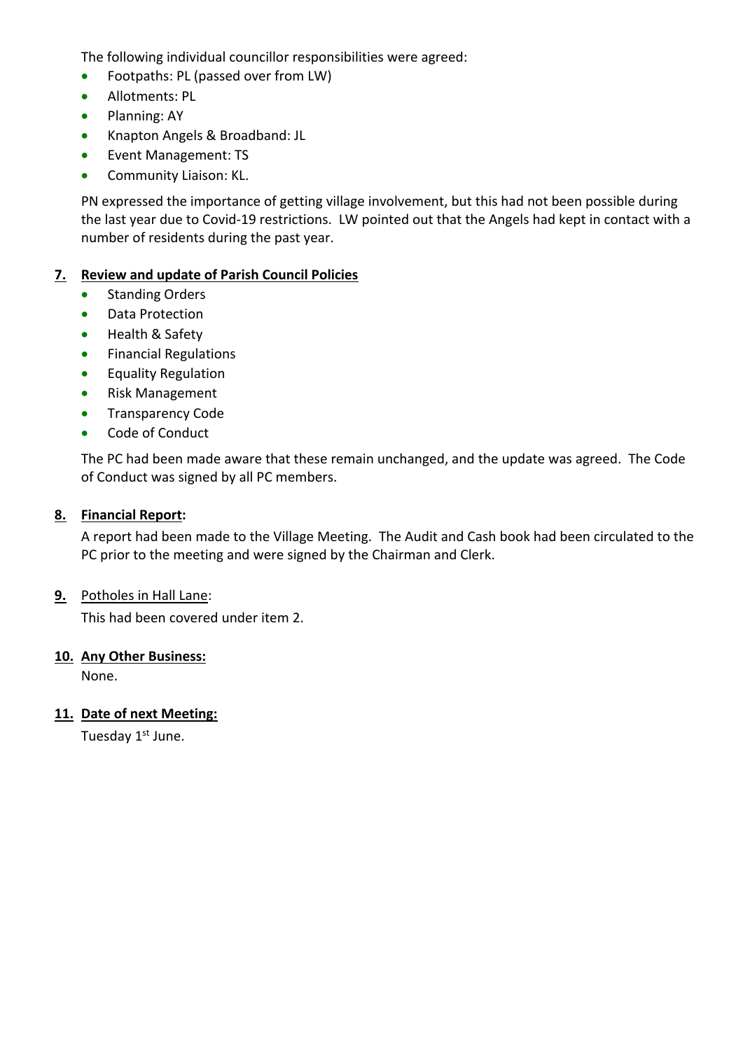The following individual councillor responsibilities were agreed:

- Footpaths: PL (passed over from LW)
- Allotments: PL
- Planning: AY
- Knapton Angels & Broadband: JL
- Event Management: TS
- Community Liaison: KL.

PN expressed the importance of getting village involvement, but this had not been possible during the last year due to Covid-19 restrictions. LW pointed out that the Angels had kept in contact with a number of residents during the past year.

**7. Review and update of Parish Council Policies**

- Standing Orders
- Data Protection
- Health & Safety
- Financial Regulations
- Equality Regulation
- Risk Management
- Transparency Code
- Code of Conduct

The PC had been made aware that these remain unchanged, and the update was agreed. The Code of Conduct was signed by all PC members.

**8. Financial Report:**

A report had been made to the Village Meeting. The Audit and Cash book had been circulated to the PC prior to the meeting and were signed by the Chairman and Clerk.

**9.** Potholes in Hall Lane:

This had been covered under item 2.

**10. Any Other Business:**

None.

**11. Date of next Meeting:**

Tuesday 1st June.